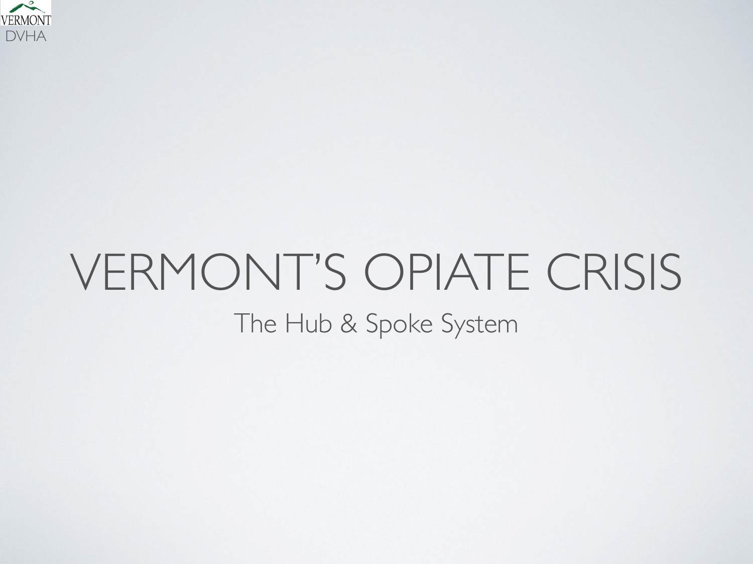VERMONT DVHA

# VERMONT'S OPIATE CRISIS

## The Hub & Spoke System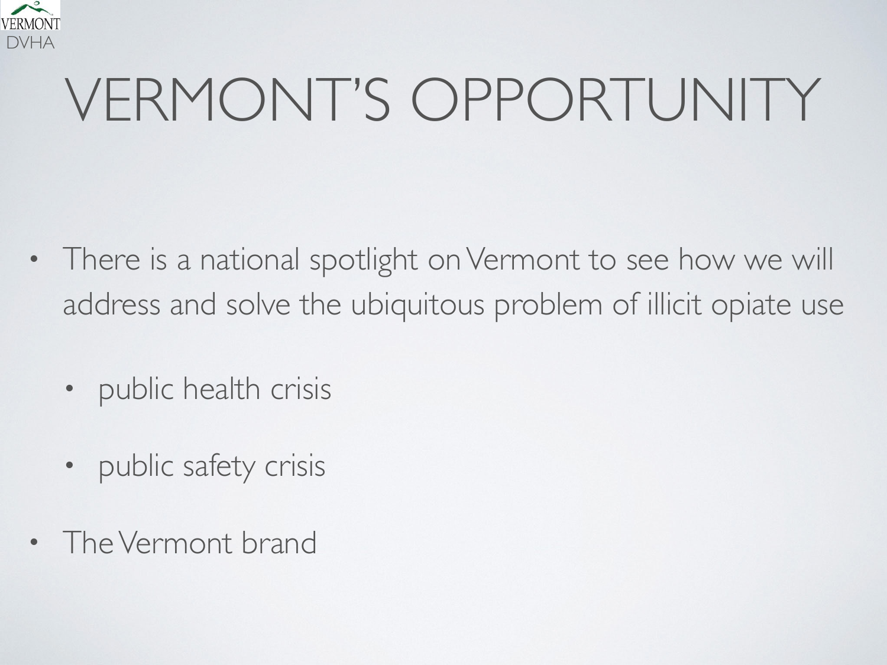# VERMONT'S OPPORTUNITY

- There is a national spotlight on Vermont to see how we will address and solve the ubiquitous problem of illicit opiate use
  - public health crisis
  - public safety crisis
- The Vermont brand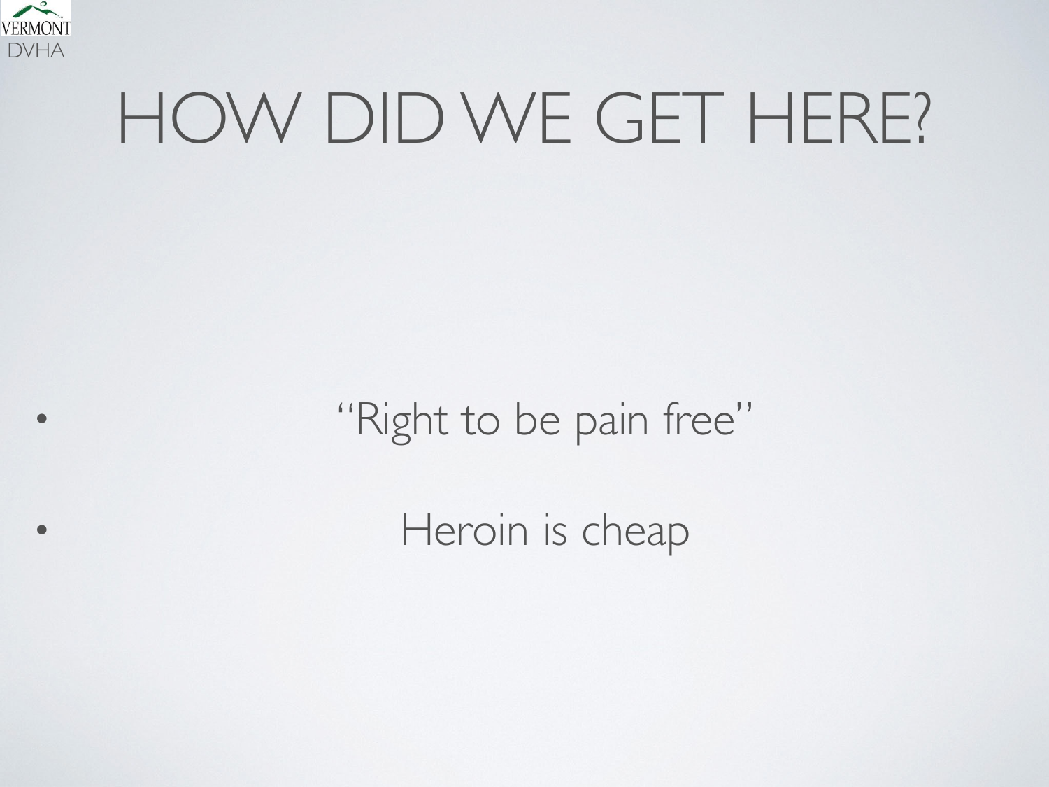# HOW DID WE GET HERE?

- "Right to be pain free"
- Heroin is cheap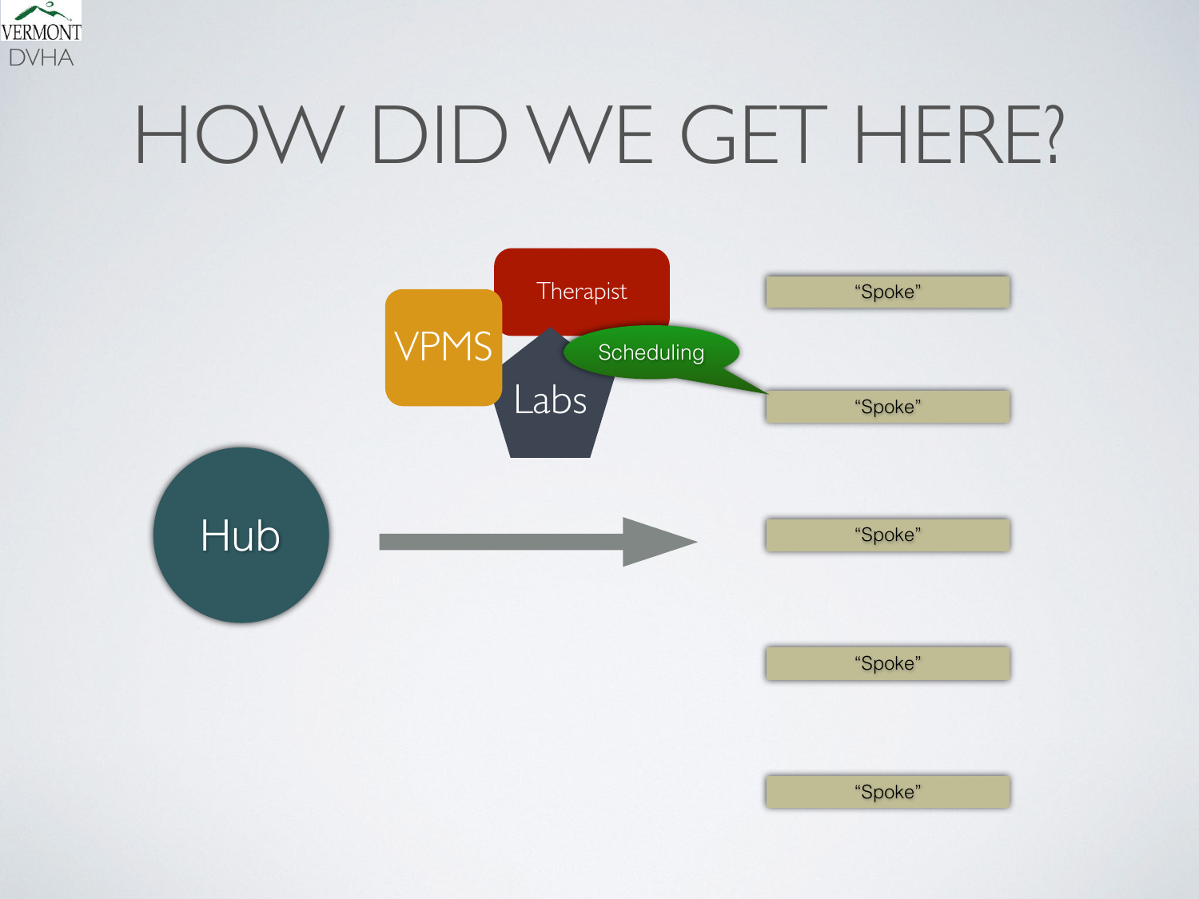# HOW DID WE GET HERE?

Therapist

VPMS

Labs

Scheduling

Hub

"Spoke"

"Spoke"

"Spoke"

"Spoke"

"Spoke"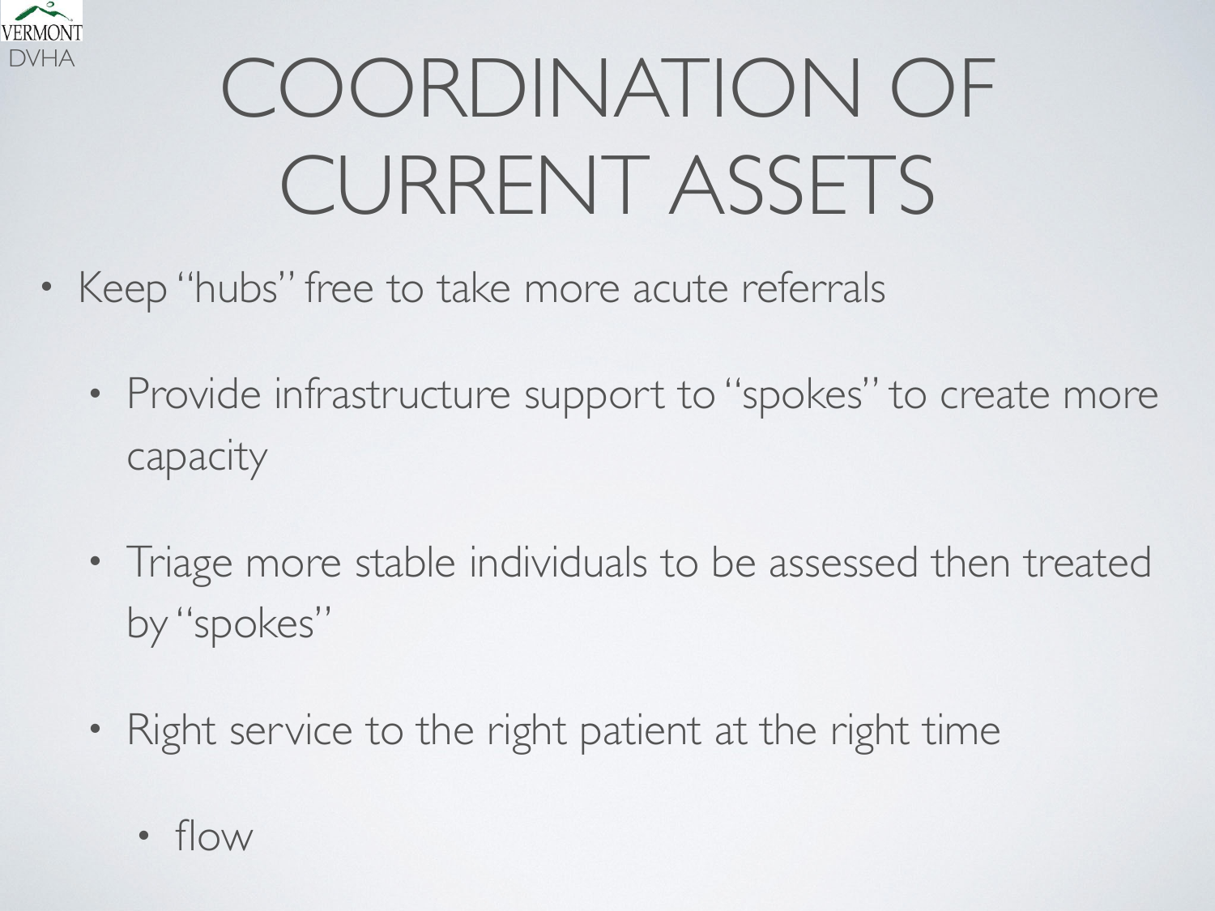# COORDINATION OF CURRENT ASSETS

- Keep "hubs" free to take more acute referrals
  - Provide infrastructure support to "spokes" to create more capacity
  - Triage more stable individuals to be assessed then treated by "spokes"
  - Right service to the right patient at the right time
    - flow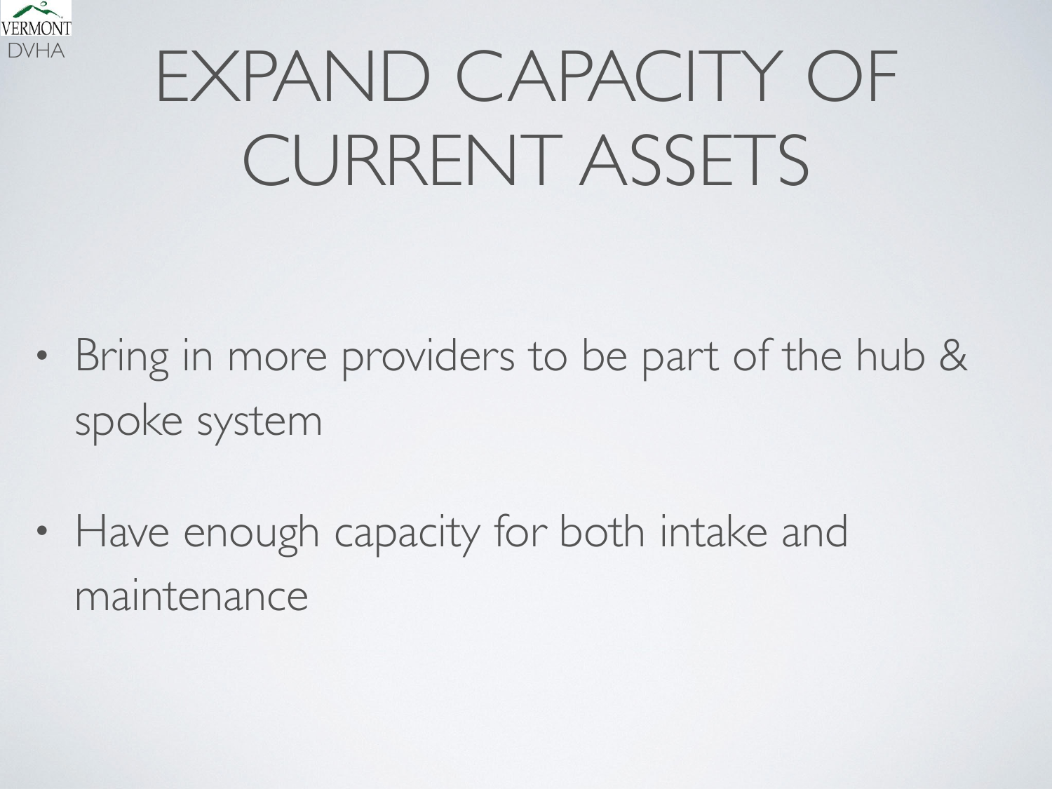# EXPAND CAPACITY OF CURRENT ASSETS

- Bring in more providers to be part of the hub & spoke system
- Have enough capacity for both intake and maintenance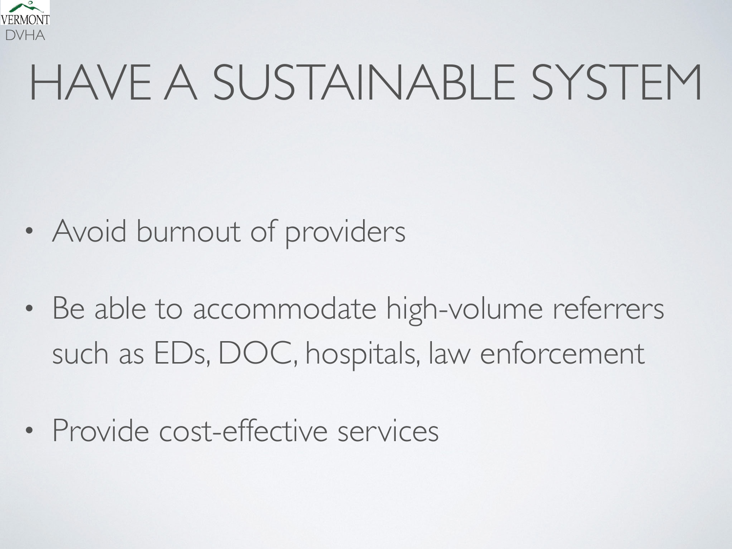# HAVE A SUSTAINABLE SYSTEM

- Avoid burnout of providers
- Be able to accommodate high-volume referrers such as EDs, DOC, hospitals, law enforcement
- Provide cost-effective services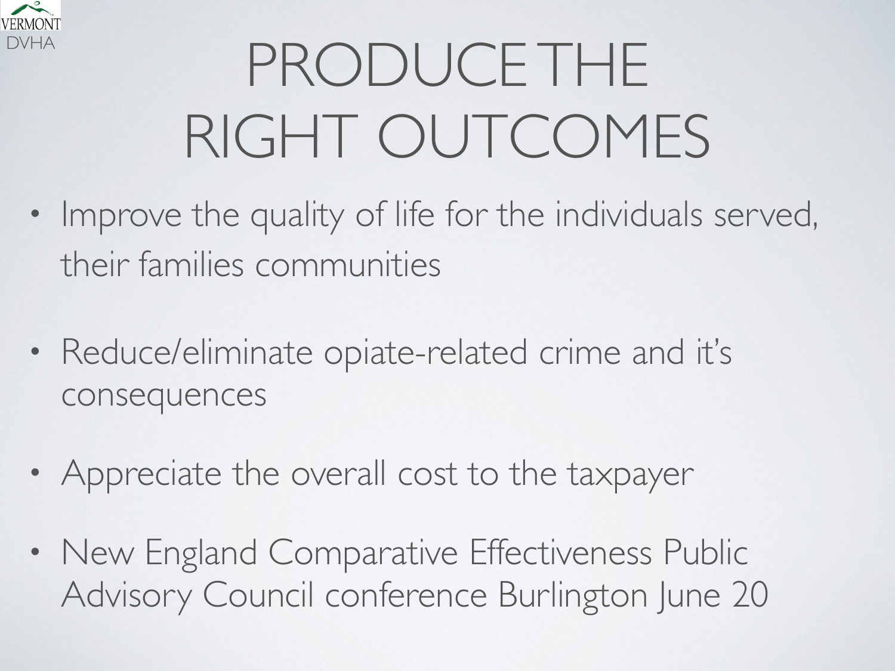VERMONT
DVHA

# PRODUCE THE RIGHT OUTCOMES

- Improve the quality of life for the individuals served, their families communities
- Reduce/eliminate opiate-related crime and it's consequences
- Appreciate the overall cost to the taxpayer
- New England Comparative Effectiveness Public Advisory Council conference Burlington June 20